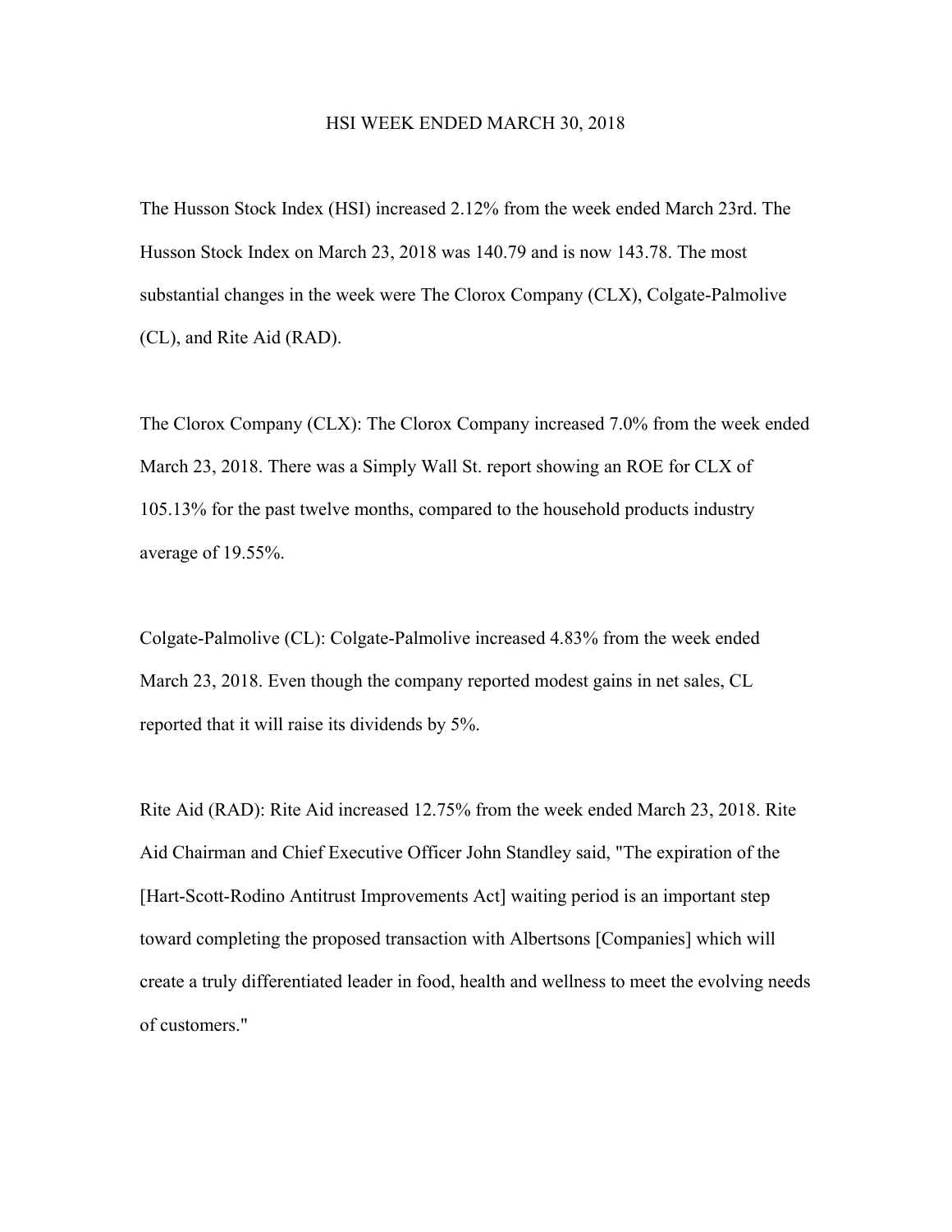# HSI WEEK ENDED MARCH 30, 2018

The Husson Stock Index (HSI) increased 2.12% from the week ended March 23rd. The Husson Stock Index on March 23, 2018 was 140.79 and is now 143.78. The most substantial changes in the week were The Clorox Company (CLX), Colgate-Palmolive (CL), and Rite Aid (RAD).

The Clorox Company (CLX): The Clorox Company increased 7.0% from the week ended March 23, 2018. There was a Simply Wall St. report showing an ROE for CLX of 105.13% for the past twelve months, compared to the household products industry average of 19.55%.

Colgate-Palmolive (CL): Colgate-Palmolive increased 4.83% from the week ended March 23, 2018. Even though the company reported modest gains in net sales, CL reported that it will raise its dividends by 5%.

Rite Aid (RAD): Rite Aid increased 12.75% from the week ended March 23, 2018. Rite Aid Chairman and Chief Executive Officer John Standley said, "The expiration of the [Hart-Scott-Rodino Antitrust Improvements Act] waiting period is an important step toward completing the proposed transaction with Albertsons [Companies] which will create a truly differentiated leader in food, health and wellness to meet the evolving needs of customers."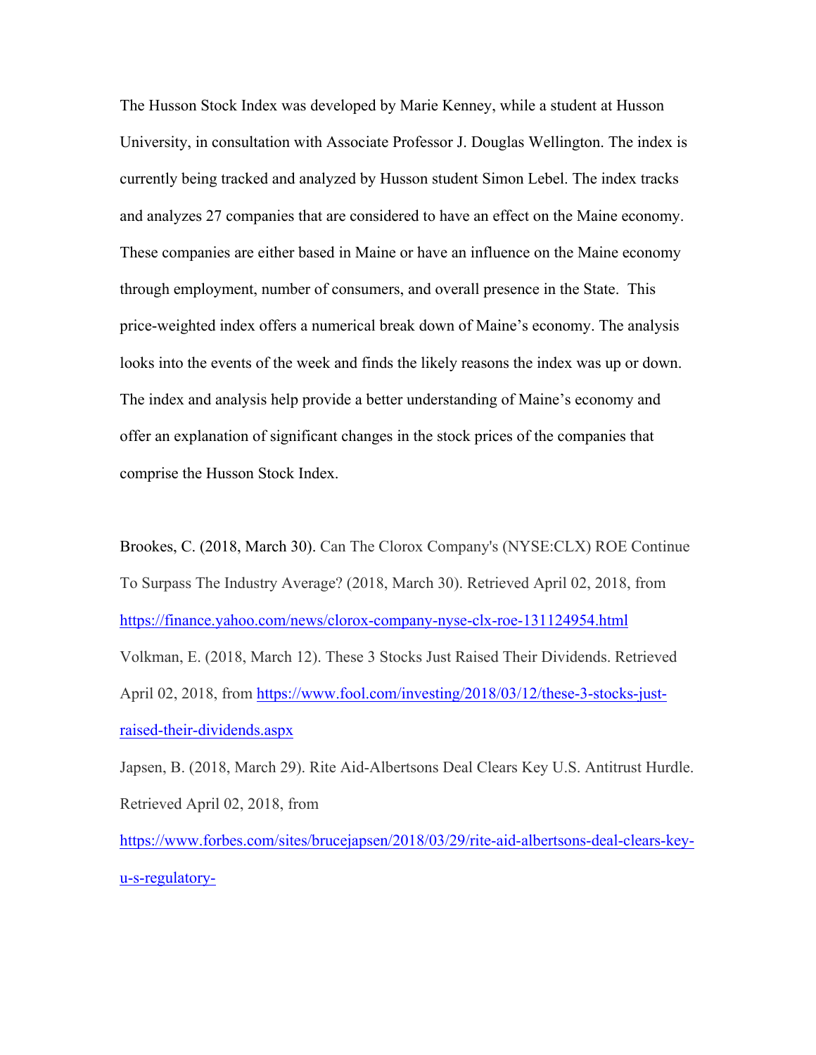The Husson Stock Index was developed by Marie Kenney, while a student at Husson University, in consultation with Associate Professor J. Douglas Wellington. The index is currently being tracked and analyzed by Husson student Simon Lebel. The index tracks and analyzes 27 companies that are considered to have an effect on the Maine economy. These companies are either based in Maine or have an influence on the Maine economy through employment, number of consumers, and overall presence in the State. This price-weighted index offers a numerical break down of Maine's economy. The analysis looks into the events of the week and finds the likely reasons the index was up or down. The index and analysis help provide a better understanding of Maine's economy and offer an explanation of significant changes in the stock prices of the companies that comprise the Husson Stock Index.

Brookes, C. (2018, March 30). Can The Clorox Company's (NYSE:CLX) ROE Continue To Surpass The Industry Average? (2018, March 30). Retrieved April 02, 2018, from https://finance.yahoo.com/news/clorox-company-nyse-clx-roe-131124954.html

Volkman, E. (2018, March 12). These 3 Stocks Just Raised Their Dividends. Retrieved April 02, 2018, from https://www.fool.com/investing/2018/03/12/these-3-stocks-just-raised-their-dividends.aspx

Japsen, B. (2018, March 29). Rite Aid-Albertsons Deal Clears Key U.S. Antitrust Hurdle. Retrieved April 02, 2018, from https://www.forbes.com/sites/brucejapsen/2018/03/29/rite-aid-albertsons-deal-clears-key-u-s-regulatory-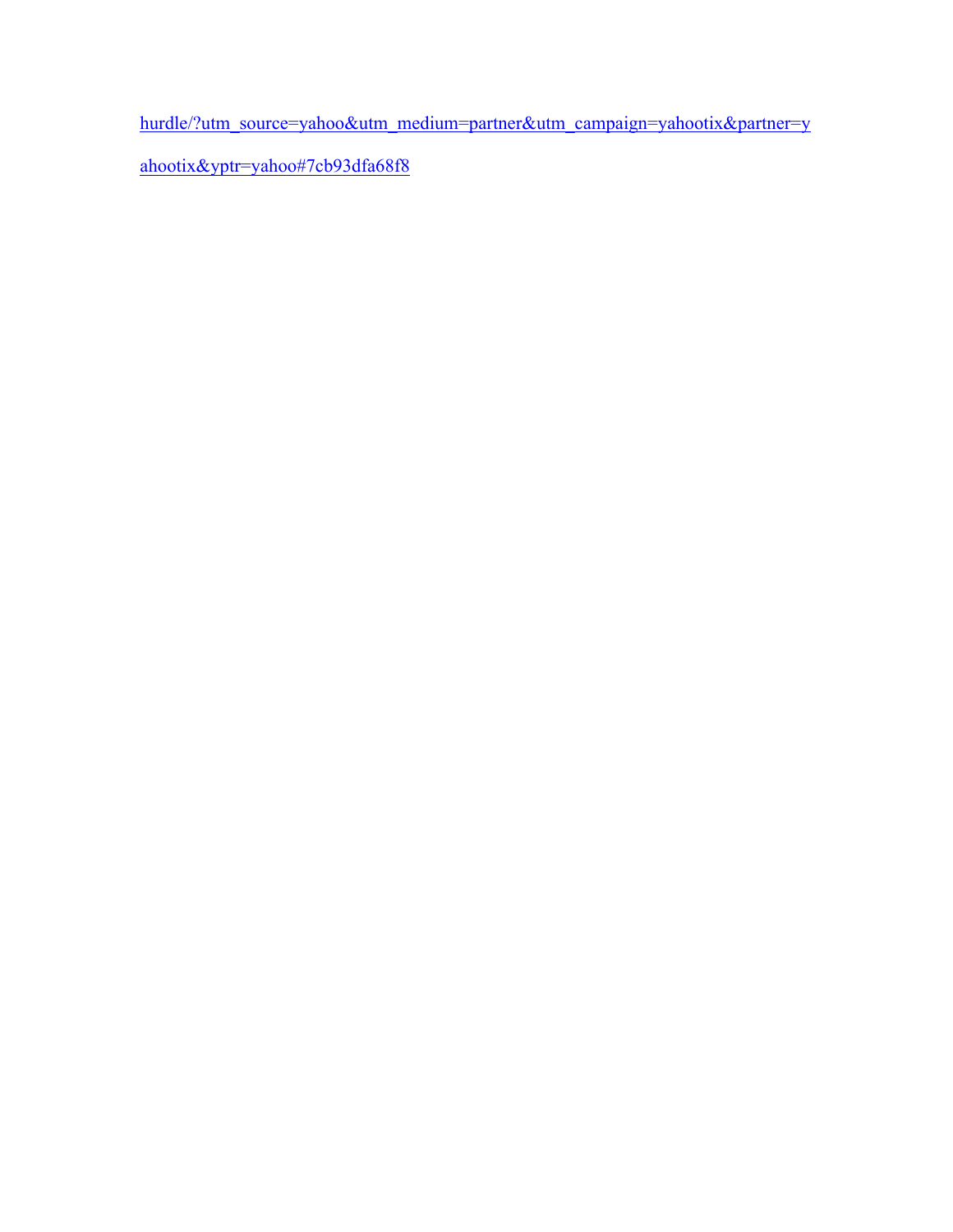hurdle/?utm_source=yahoo&utm_medium=partner&utm_campaign=yahootix&partner=yahootix&yptr=yahoo#7cb93dfa68f8